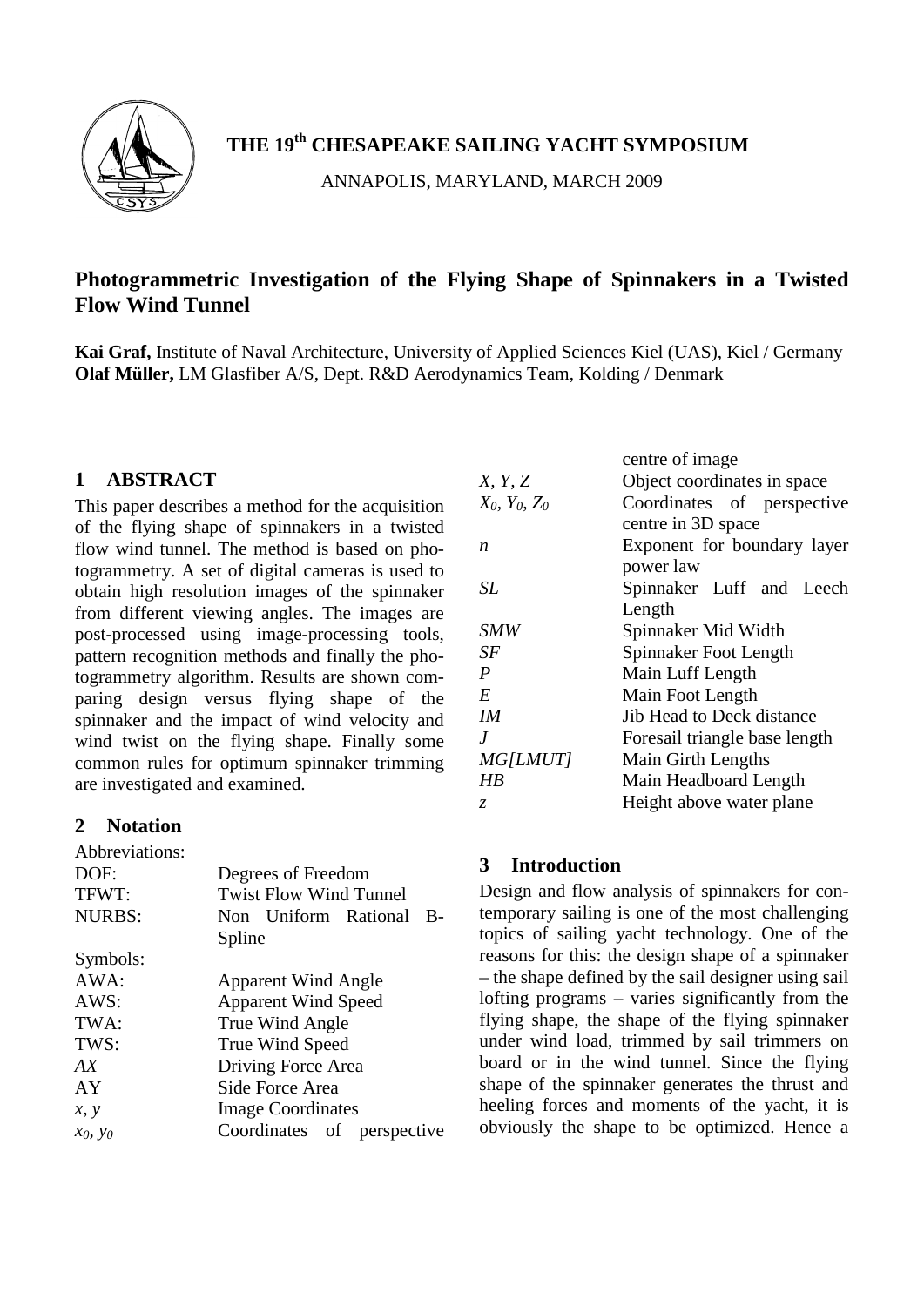**THE 19th CHESAPEAKE SAILING YACHT SYMPOSIUM**

ANNAPOLIS, MARYLAND, MARCH 2009

# Photogrammetric Investigation of the Flying Shape of Spinnakers in a Twisted Flow Wind Tunnel

**Kai Graf,** Institute of Naval Architecture, University of Applied Sciences Kiel (UAS), Kiel / Germany
**Olaf Müller,** LM Glasfiber A/S, Dept. R&D Aerodynamics Team, Kolding / Denmark

## 1 ABSTRACT

This paper describes a method for the acquisition of the flying shape of spinnakers in a twisted flow wind tunnel. The method is based on photogrammetry. A set of digital cameras is used to obtain high resolution images of the spinnaker from different viewing angles. The images are post-processed using image-processing tools, pattern recognition methods and finally the photogrammetry algorithm. Results are shown comparing design versus flying shape of the spinnaker and the impact of wind velocity and wind twist on the flying shape. Finally some common rules for optimum spinnaker trimming are investigated and examined.

## 2 Notation

Abbreviations:

| | |
|---|---|
| DOF: | Degrees of Freedom |
| TFWT: | Twist Flow Wind Tunnel |
| NURBS: | Non Uniform Rational B-Spline |

Symbols:

| | |
|---|---|
| AWA: | Apparent Wind Angle |
| AWS: | Apparent Wind Speed |
| TWA: | True Wind Angle |
| TWS: | True Wind Speed |
| *AX* | Driving Force Area |
| AY | Side Force Area |
| *x, y* | Image Coordinates |
| $x_0, y_0$ | Coordinates of perspective centre of image |
| *X, Y, Z* | Object coordinates in space |
| $X_0, Y_0, Z_0$ | Coordinates of perspective centre in 3D space |
| *n* | Exponent for boundary layer power law |
| *SL* | Spinnaker Luff and Leech Length |
| *SMW* | Spinnaker Mid Width |
| *SF* | Spinnaker Foot Length |
| *P* | Main Luff Length |
| *E* | Main Foot Length |
| *IM* | Jib Head to Deck distance |
| *J* | Foresail triangle base length |
| *MG[LMUT]* | Main Girth Lengths |
| *HB* | Main Headboard Length |
| *z* | Height above water plane |

## 3 Introduction

Design and flow analysis of spinnakers for contemporary sailing is one of the most challenging topics of sailing yacht technology. One of the reasons for this: the design shape of a spinnaker – the shape defined by the sail designer using sail lofting programs – varies significantly from the flying shape, the shape of the flying spinnaker under wind load, trimmed by sail trimmers on board or in the wind tunnel. Since the flying shape of the spinnaker generates the thrust and heeling forces and moments of the yacht, it is obviously the shape to be optimized. Hence a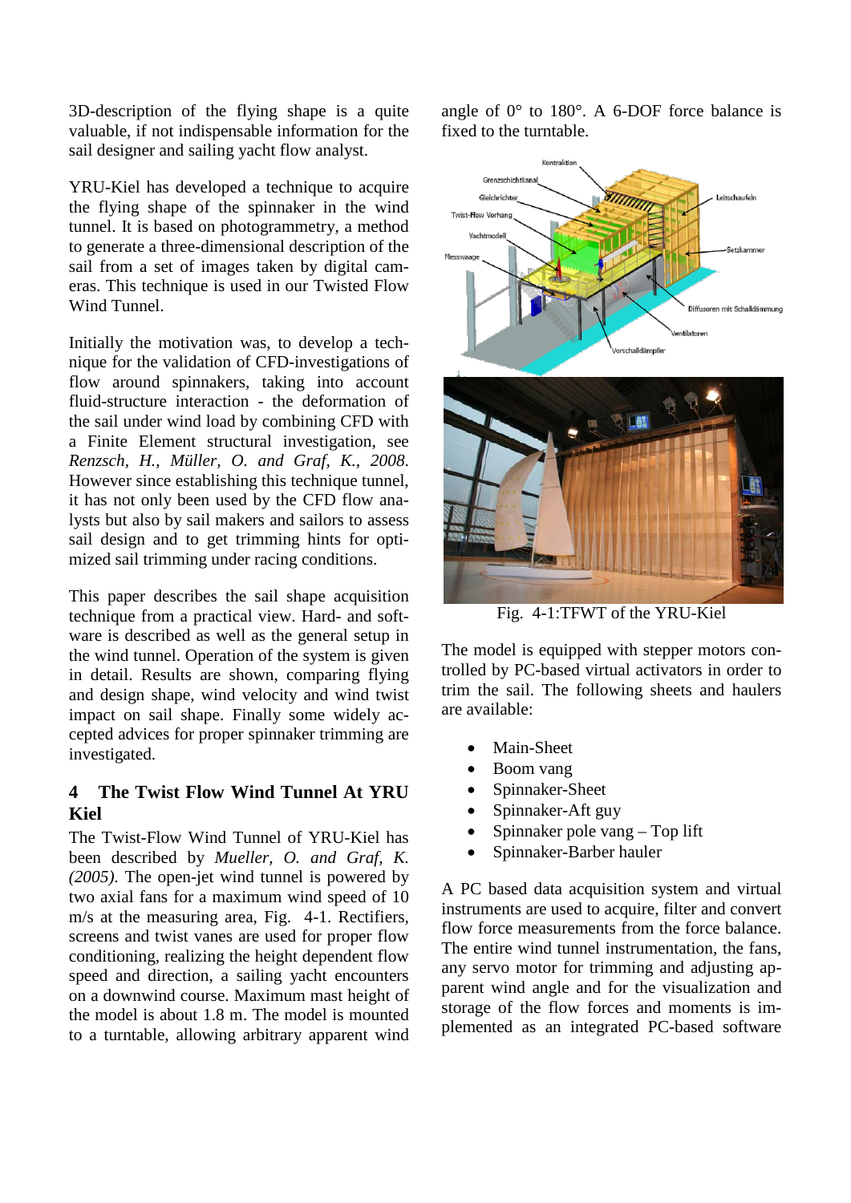3D-description of the flying shape is a quite valuable, if not indispensable information for the sail designer and sailing yacht flow analyst.

YRU-Kiel has developed a technique to acquire the flying shape of the spinnaker in the wind tunnel. It is based on photogrammetry, a method to generate a three-dimensional description of the sail from a set of images taken by digital cameras. This technique is used in our Twisted Flow Wind Tunnel.

Initially the motivation was, to develop a technique for the validation of CFD-investigations of flow around spinnakers, taking into account fluid-structure interaction - the deformation of the sail under wind load by combining CFD with a Finite Element structural investigation, see *Renzsch, H., Müller, O. and Graf, K., 2008*. However since establishing this technique tunnel, it has not only been used by the CFD flow analysts but also by sail makers and sailors to assess sail design and to get trimming hints for optimized sail trimming under racing conditions.

This paper describes the sail shape acquisition technique from a practical view. Hard- and software is described as well as the general setup in the wind tunnel. Operation of the system is given in detail. Results are shown, comparing flying and design shape, wind velocity and wind twist impact on sail shape. Finally some widely accepted advices for proper spinnaker trimming are investigated.

## 4 The Twist Flow Wind Tunnel At YRU Kiel

The Twist-Flow Wind Tunnel of YRU-Kiel has been described by *Mueller, O. and Graf, K. (2005)*. The open-jet wind tunnel is powered by two axial fans for a maximum wind speed of 10 m/s at the measuring area, Fig. 4-1. Rectifiers, screens and twist vanes are used for proper flow conditioning, realizing the height dependent flow speed and direction, a sailing yacht encounters on a downwind course. Maximum mast height of the model is about 1.8 m. The model is mounted to a turntable, allowing arbitrary apparent wind angle of 0° to 180°. A 6-DOF force balance is fixed to the turntable.

Fig. 4-1:TFWT of the YRU-Kiel

The model is equipped with stepper motors controlled by PC-based virtual activators in order to trim the sail. The following sheets and haulers are available:

- Main-Sheet
- Boom vang
- Spinnaker-Sheet
- Spinnaker-Aft guy
- Spinnaker pole vang – Top lift
- Spinnaker-Barber hauler

A PC based data acquisition system and virtual instruments are used to acquire, filter and convert flow force measurements from the force balance. The entire wind tunnel instrumentation, the fans, any servo motor for trimming and adjusting apparent wind angle and for the visualization and storage of the flow forces and moments is implemented as an integrated PC-based software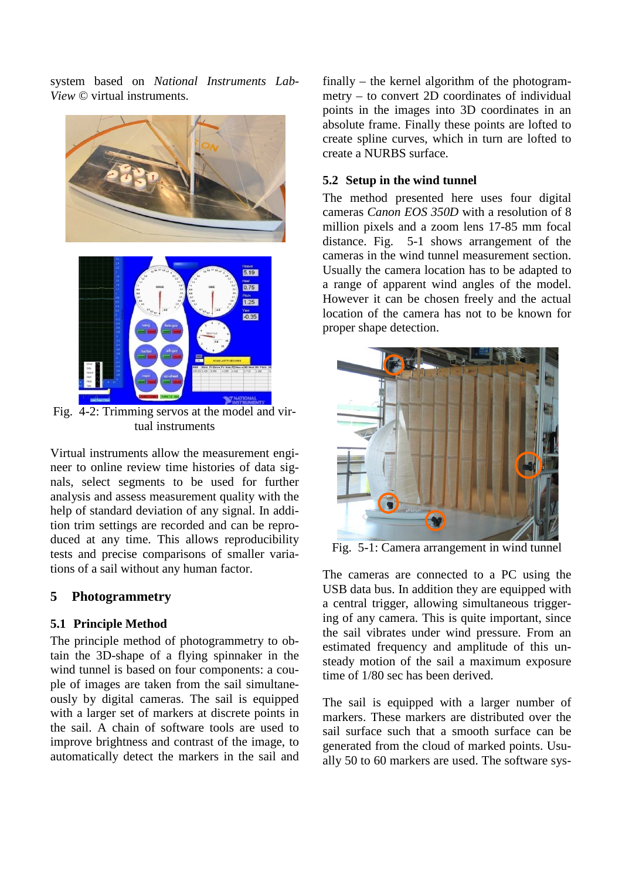system based on *National Instruments LabView* © virtual instruments.

Fig. 4-2: Trimming servos at the model and virtual instruments

Virtual instruments allow the measurement engineer to online review time histories of data signals, select segments to be used for further analysis and assess measurement quality with the help of standard deviation of any signal. In addition trim settings are recorded and can be reproduced at any time. This allows reproducibility tests and precise comparisons of smaller variations of a sail without any human factor.

## 5 Photogrammetry

### 5.1 Principle Method

The principle method of photogrammetry to obtain the 3D-shape of a flying spinnaker in the wind tunnel is based on four components: a couple of images are taken from the sail simultaneously by digital cameras. The sail is equipped with a larger set of markers at discrete points in the sail. A chain of software tools are used to improve brightness and contrast of the image, to automatically detect the markers in the sail and finally – the kernel algorithm of the photogrammetry – to convert 2D coordinates of individual points in the images into 3D coordinates in an absolute frame. Finally these points are lofted to create spline curves, which in turn are lofted to create a NURBS surface.

### 5.2 Setup in the wind tunnel

The method presented here uses four digital cameras *Canon EOS 350D* with a resolution of 8 million pixels and a zoom lens 17-85 mm focal distance. Fig. 5-1 shows arrangement of the cameras in the wind tunnel measurement section. Usually the camera location has to be adapted to a range of apparent wind angles of the model. However it can be chosen freely and the actual location of the camera has not to be known for proper shape detection.

Fig. 5-1: Camera arrangement in wind tunnel

The cameras are connected to a PC using the USB data bus. In addition they are equipped with a central trigger, allowing simultaneous triggering of any camera. This is quite important, since the sail vibrates under wind pressure. From an estimated frequency and amplitude of this unsteady motion of the sail a maximum exposure time of 1/80 sec has been derived.

The sail is equipped with a larger number of markers. These markers are distributed over the sail surface such that a smooth surface can be generated from the cloud of marked points. Usually 50 to 60 markers are used. The software sys-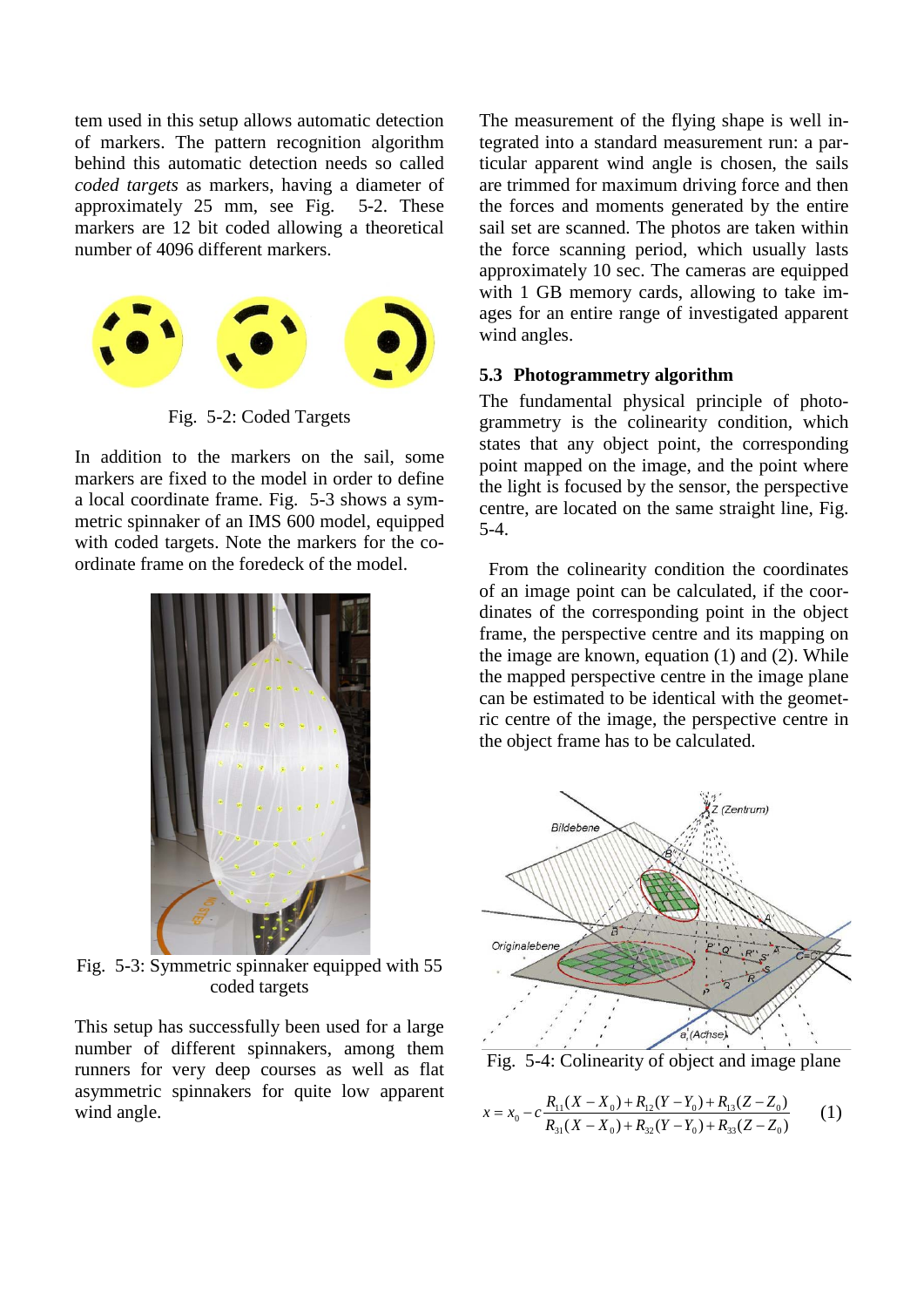tem used in this setup allows automatic detection of markers. The pattern recognition algorithm behind this automatic detection needs so called *coded targets* as markers, having a diameter of approximately 25 mm, see Fig. 5-2. These markers are 12 bit coded allowing a theoretical number of 4096 different markers.

Fig. 5-2: Coded Targets

In addition to the markers on the sail, some markers are fixed to the model in order to define a local coordinate frame. Fig. 5-3 shows a symmetric spinnaker of an IMS 600 model, equipped with coded targets. Note the markers for the coordinate frame on the foredeck of the model.

Fig. 5-3: Symmetric spinnaker equipped with 55 coded targets

This setup has successfully been used for a large number of different spinnakers, among them runners for very deep courses as well as flat asymmetric spinnakers for quite low apparent wind angle.

The measurement of the flying shape is well integrated into a standard measurement run: a particular apparent wind angle is chosen, the sails are trimmed for maximum driving force and then the forces and moments generated by the entire sail set are scanned. The photos are taken within the force scanning period, which usually lasts approximately 10 sec. The cameras are equipped with 1 GB memory cards, allowing to take images for an entire range of investigated apparent wind angles.

### 5.3 Photogrammetry algorithm

The fundamental physical principle of photogrammetry is the colinearity condition, which states that any object point, the corresponding point mapped on the image, and the point where the light is focused by the sensor, the perspective centre, are located on the same straight line, Fig. 5-4.

From the colinearity condition the coordinates of an image point can be calculated, if the coordinates of the corresponding point in the object frame, the perspective centre and its mapping on the image are known, equation (1) and (2). While the mapped perspective centre in the image plane can be estimated to be identical with the geometric centre of the image, the perspective centre in the object frame has to be calculated.

Fig. 5-4: Colinearity of object and image plane

$$x = x_0 - c\frac{R_{11}(X - X_0) + R_{12}(Y - Y_0) + R_{13}(Z - Z_0)}{R_{31}(X - X_0) + R_{32}(Y - Y_0) + R_{33}(Z - Z_0)} \qquad (1)$$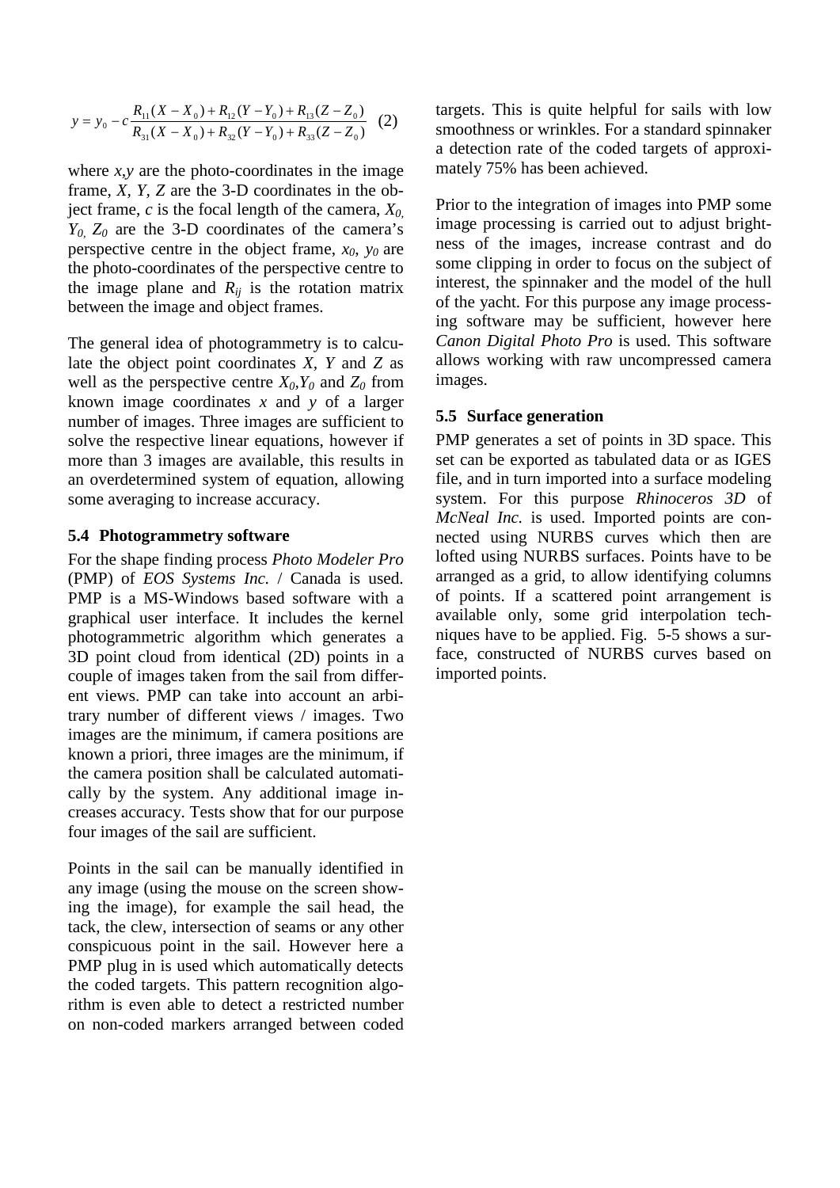$$y = y_0 - c\frac{R_{11}(X - X_0) + R_{12}(Y - Y_0) + R_{13}(Z - Z_0)}{R_{31}(X - X_0) + R_{32}(Y - Y_0) + R_{33}(Z - Z_0)} \quad (2)$$

where $x,y$ are the photo-coordinates in the image frame, $X, Y, Z$ are the 3-D coordinates in the object frame, $c$ is the focal length of the camera, $X_0, Y_0, Z_0$ are the 3-D coordinates of the camera's perspective centre in the object frame, $x_0$, $y_0$ are the photo-coordinates of the perspective centre to the image plane and $R_{ij}$ is the rotation matrix between the image and object frames.

The general idea of photogrammetry is to calculate the object point coordinates $X$, $Y$ and $Z$ as well as the perspective centre $X_0$,$Y_0$ and $Z_0$ from known image coordinates $x$ and $y$ of a larger number of images. Three images are sufficient to solve the respective linear equations, however if more than 3 images are available, this results in an overdetermined system of equation, allowing some averaging to increase accuracy.

### 5.4 Photogrammetry software

For the shape finding process *Photo Modeler Pro* (PMP) of *EOS Systems Inc.* / Canada is used. PMP is a MS-Windows based software with a graphical user interface. It includes the kernel photogrammetric algorithm which generates a 3D point cloud from identical (2D) points in a couple of images taken from the sail from different views. PMP can take into account an arbitrary number of different views / images. Two images are the minimum, if camera positions are known a priori, three images are the minimum, if the camera position shall be calculated automatically by the system. Any additional image increases accuracy. Tests show that for our purpose four images of the sail are sufficient.

Points in the sail can be manually identified in any image (using the mouse on the screen showing the image), for example the sail head, the tack, the clew, intersection of seams or any other conspicuous point in the sail. However here a PMP plug in is used which automatically detects the coded targets. This pattern recognition algorithm is even able to detect a restricted number on non-coded markers arranged between coded targets. This is quite helpful for sails with low smoothness or wrinkles. For a standard spinnaker a detection rate of the coded targets of approximately 75% has been achieved.

Prior to the integration of images into PMP some image processing is carried out to adjust brightness of the images, increase contrast and do some clipping in order to focus on the subject of interest, the spinnaker and the model of the hull of the yacht. For this purpose any image processing software may be sufficient, however here *Canon Digital Photo Pro* is used. This software allows working with raw uncompressed camera images.

### 5.5 Surface generation

PMP generates a set of points in 3D space. This set can be exported as tabulated data or as IGES file, and in turn imported into a surface modeling system. For this purpose *Rhinoceros 3D* of *McNeal Inc.* is used. Imported points are connected using NURBS curves which then are lofted using NURBS surfaces. Points have to be arranged as a grid, to allow identifying columns of points. If a scattered point arrangement is available only, some grid interpolation techniques have to be applied. Fig. 5-5 shows a surface, constructed of NURBS curves based on imported points.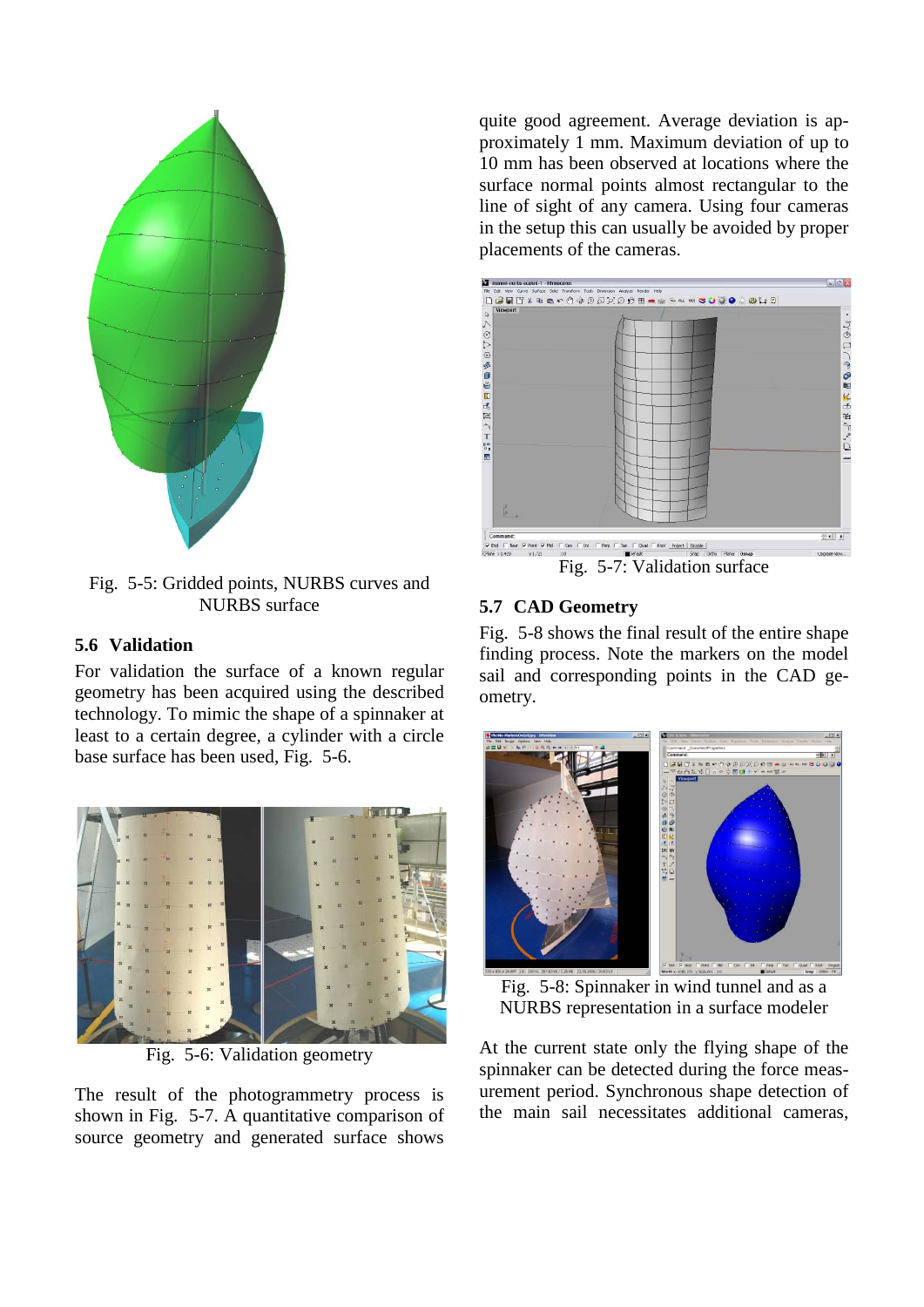Fig. 5-5: Gridded points, NURBS curves and NURBS surface

### 5.6 Validation

For validation the surface of a known regular geometry has been acquired using the described technology. To mimic the shape of a spinnaker at least to a certain degree, a cylinder with a circle base surface has been used, Fig. 5-6.

Fig. 5-6: Validation geometry

The result of the photogrammetry process is shown in Fig. 5-7. A quantitative comparison of source geometry and generated surface shows quite good agreement. Average deviation is approximately 1 mm. Maximum deviation of up to 10 mm has been observed at locations where the surface normal points almost rectangular to the line of sight of any camera. Using four cameras in the setup this can usually be avoided by proper placements of the cameras.

Fig. 5-7: Validation surface

### 5.7 CAD Geometry

Fig. 5-8 shows the final result of the entire shape finding process. Note the markers on the model sail and corresponding points in the CAD geometry.

Fig. 5-8: Spinnaker in wind tunnel and as a NURBS representation in a surface modeler

At the current state only the flying shape of the spinnaker can be detected during the force measurement period. Synchronous shape detection of the main sail necessitates additional cameras,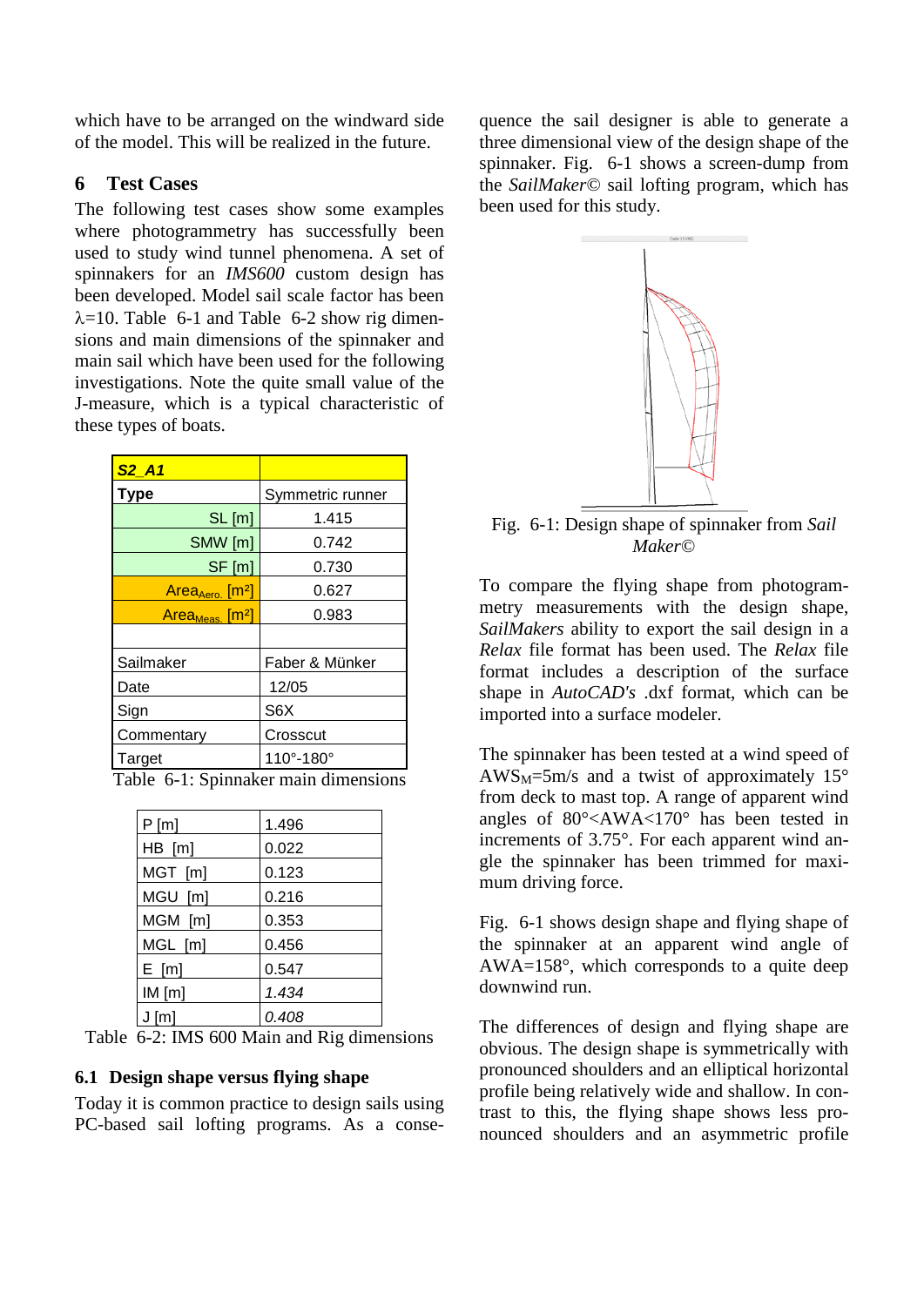which have to be arranged on the windward side of the model. This will be realized in the future.

# 6 Test Cases

The following test cases show some examples where photogrammetry has successfully been used to study wind tunnel phenomena. A set of spinnakers for an *IMS600* custom design has been developed. Model sail scale factor has been $\lambda$=10. Table 6-1 and Table 6-2 show rig dimensions and main dimensions of the spinnaker and main sail which have been used for the following investigations. Note the quite small value of the J-measure, which is a typical characteristic of these types of boats.

| ***S2_A1*** | |
|---|---|
| **Type** | Symmetric runner |
| SL [m] | 1.415 |
| SMW [m] | 0.742 |
| SF [m] | 0.730 |
| $Area_{Aero.}$ [m²] | 0.627 |
| $Area_{Meas.}$ [m²] | 0.983 |
| | |
| Sailmaker | Faber & Münker |
| Date | 12/05 |
| Sign | S6X |
| Commentary | Crosscut |
| Target | 110°-180° |

Table 6-1: Spinnaker main dimensions

| P [m] | 1.496 |
|---|---|
| HB [m] | 0.022 |
| MGT [m] | 0.123 |
| MGU [m] | 0.216 |
| MGM [m] | 0.353 |
| MGL [m] | 0.456 |
| E [m] | 0.547 |
| IM [m] | *1.434* |
| J [m] | *0.408* |

Table 6-2: IMS 600 Main and Rig dimensions

## 6.1 Design shape versus flying shape

Today it is common practice to design sails using PC-based sail lofting programs. As a consequence the sail designer is able to generate a three dimensional view of the design shape of the spinnaker. Fig. 6-1 shows a screen-dump from the *SailMaker*© sail lofting program, which has been used for this study.

Fig. 6-1: Design shape of spinnaker from *Sail Maker*©

To compare the flying shape from photogrammetry measurements with the design shape, *SailMakers* ability to export the sail design in a *Relax* file format has been used. The *Relax* file format includes a description of the surface shape in *AutoCAD's* .dxf format, which can be imported into a surface modeler.

The spinnaker has been tested at a wind speed of $AWS_M$=5m/s and a twist of approximately 15° from deck to mast top. A range of apparent wind angles of 80°<AWA<170° has been tested in increments of 3.75°. For each apparent wind angle the spinnaker has been trimmed for maximum driving force.

Fig. 6-1 shows design shape and flying shape of the spinnaker at an apparent wind angle of AWA=158°, which corresponds to a quite deep downwind run.

The differences of design and flying shape are obvious. The design shape is symmetrically with pronounced shoulders and an elliptical horizontal profile being relatively wide and shallow. In contrast to this, the flying shape shows less pronounced shoulders and an asymmetric profile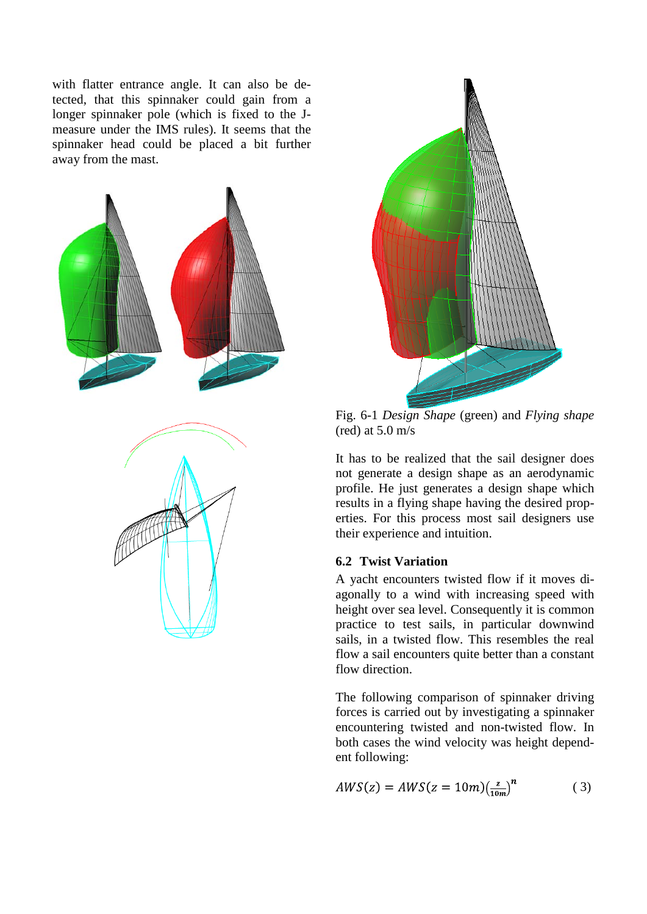with flatter entrance angle. It can also be detected, that this spinnaker could gain from a longer spinnaker pole (which is fixed to the J-measure under the IMS rules). It seems that the spinnaker head could be placed a bit further away from the mast.

Fig. 6-1 *Design Shape* (green) and *Flying shape* (red) at 5.0 m/s

It has to be realized that the sail designer does not generate a design shape as an aerodynamic profile. He just generates a design shape which results in a flying shape having the desired properties. For this process most sail designers use their experience and intuition.

### 6.2 Twist Variation

A yacht encounters twisted flow if it moves diagonally to a wind with increasing speed with height over sea level. Consequently it is common practice to test sails, in particular downwind sails, in a twisted flow. This resembles the real flow a sail encounters quite better than a constant flow direction.

The following comparison of spinnaker driving forces is carried out by investigating a spinnaker encountering twisted and non-twisted flow. In both cases the wind velocity was height dependent following:

$$AWS(z) = AWS(z = 10m)\left(\frac{z}{10m}\right)^{n} \qquad (3)$$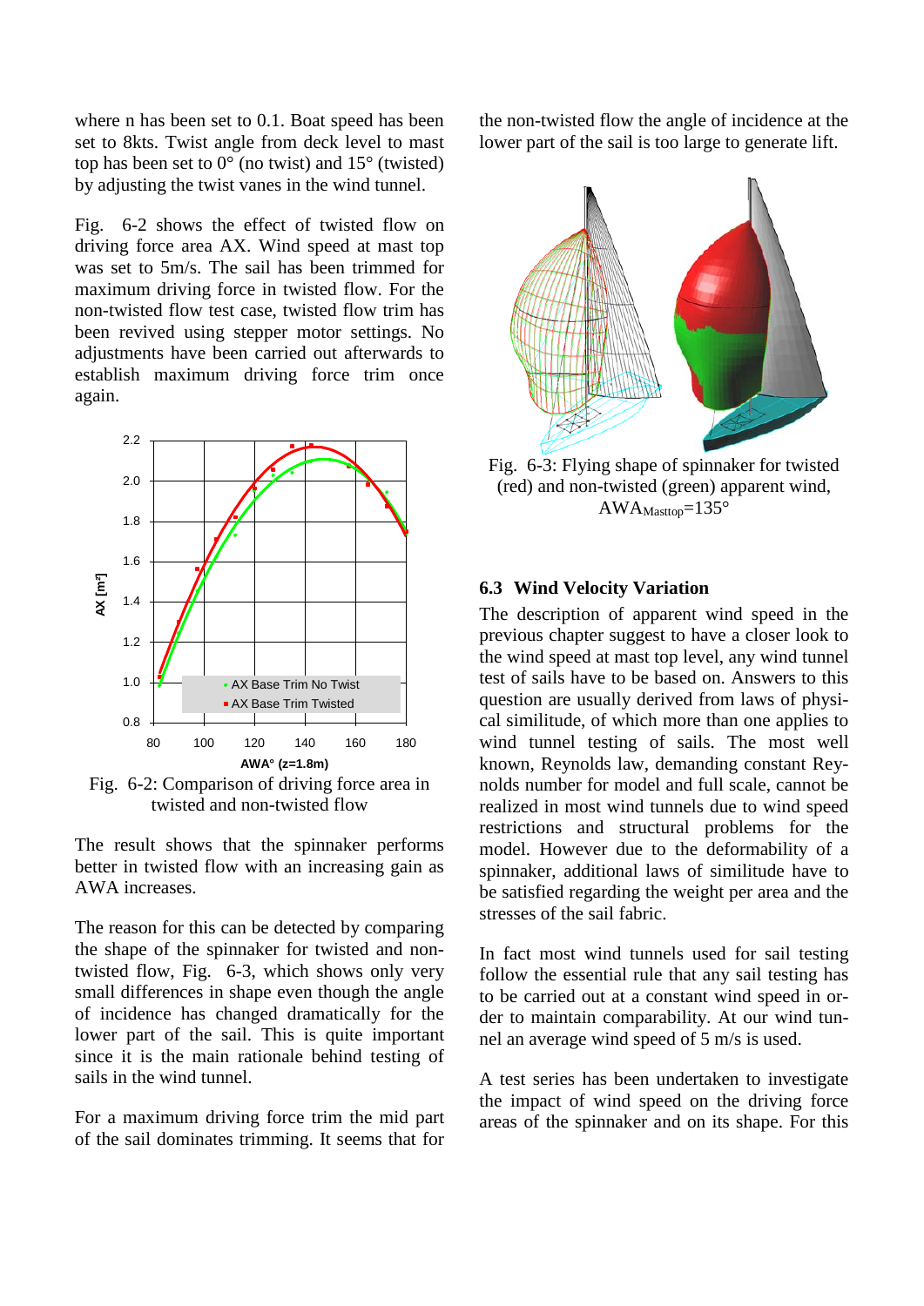where n has been set to 0.1. Boat speed has been set to 8kts. Twist angle from deck level to mast top has been set to 0° (no twist) and 15° (twisted) by adjusting the twist vanes in the wind tunnel.

Fig. 6-2 shows the effect of twisted flow on driving force area AX. Wind speed at mast top was set to 5m/s. The sail has been trimmed for maximum driving force in twisted flow. For the non-twisted flow test case, twisted flow trim has been revived using stepper motor settings. No adjustments have been carried out afterwards to establish maximum driving force trim once again.

Fig. 6-2: Comparison of driving force area in twisted and non-twisted flow

The result shows that the spinnaker performs better in twisted flow with an increasing gain as AWA increases.

The reason for this can be detected by comparing the shape of the spinnaker for twisted and non-twisted flow, Fig. 6-3, which shows only very small differences in shape even though the angle of incidence has changed dramatically for the lower part of the sail. This is quite important since it is the main rationale behind testing of sails in the wind tunnel.

For a maximum driving force trim the mid part of the sail dominates trimming. It seems that for the non-twisted flow the angle of incidence at the lower part of the sail is too large to generate lift.

Fig. 6-3: Flying shape of spinnaker for twisted (red) and non-twisted (green) apparent wind, $AWA_{Masttop}$=135°

### 6.3 Wind Velocity Variation

The description of apparent wind speed in the previous chapter suggest to have a closer look to the wind speed at mast top level, any wind tunnel test of sails have to be based on. Answers to this question are usually derived from laws of physical similitude, of which more than one applies to wind tunnel testing of sails. The most well known, Reynolds law, demanding constant Reynolds number for model and full scale, cannot be realized in most wind tunnels due to wind speed restrictions and structural problems for the model. However due to the deformability of a spinnaker, additional laws of similitude have to be satisfied regarding the weight per area and the stresses of the sail fabric.

In fact most wind tunnels used for sail testing follow the essential rule that any sail testing has to be carried out at a constant wind speed in order to maintain comparability. At our wind tunnel an average wind speed of 5 m/s is used.

A test series has been undertaken to investigate the impact of wind speed on the driving force areas of the spinnaker and on its shape. For this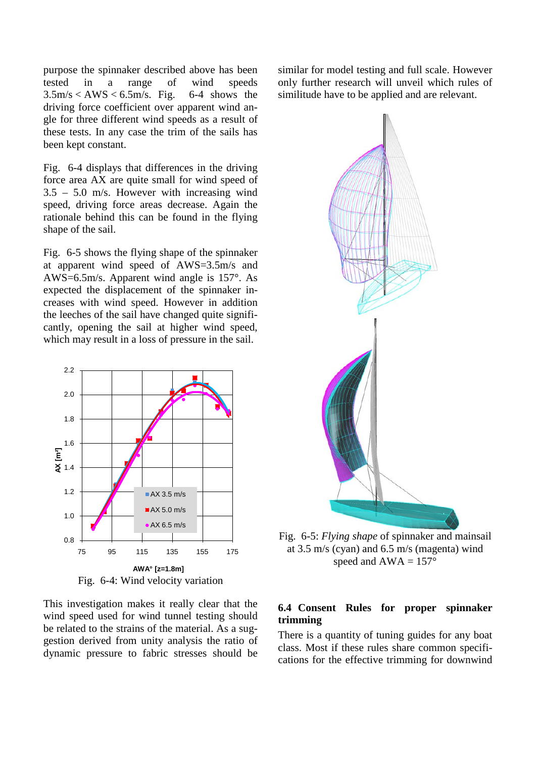purpose the spinnaker described above has been tested in a range of wind speeds 3.5m/s < AWS < 6.5m/s. Fig. 6-4 shows the driving force coefficient over apparent wind angle for three different wind speeds as a result of these tests. In any case the trim of the sails has been kept constant.

Fig. 6-4 displays that differences in the driving force area AX are quite small for wind speed of 3.5 – 5.0 m/s. However with increasing wind speed, driving force areas decrease. Again the rationale behind this can be found in the flying shape of the sail.

Fig. 6-5 shows the flying shape of the spinnaker at apparent wind speed of AWS=3.5m/s and AWS=6.5m/s. Apparent wind angle is 157°. As expected the displacement of the spinnaker increases with wind speed. However in addition the leeches of the sail have changed quite significantly, opening the sail at higher wind speed, which may result in a loss of pressure in the sail.

Fig. 6-4: Wind velocity variation

This investigation makes it really clear that the wind speed used for wind tunnel testing should be related to the strains of the material. As a suggestion derived from unity analysis the ratio of dynamic pressure to fabric stresses should be similar for model testing and full scale. However only further research will unveil which rules of similitude have to be applied and are relevant.

Fig. 6-5: *Flying shape* of spinnaker and mainsail at 3.5 m/s (cyan) and 6.5 m/s (magenta) wind speed and AWA = 157°

### 6.4 Consent Rules for proper spinnaker trimming

There is a quantity of tuning guides for any boat class. Most if these rules share common specifications for the effective trimming for downwind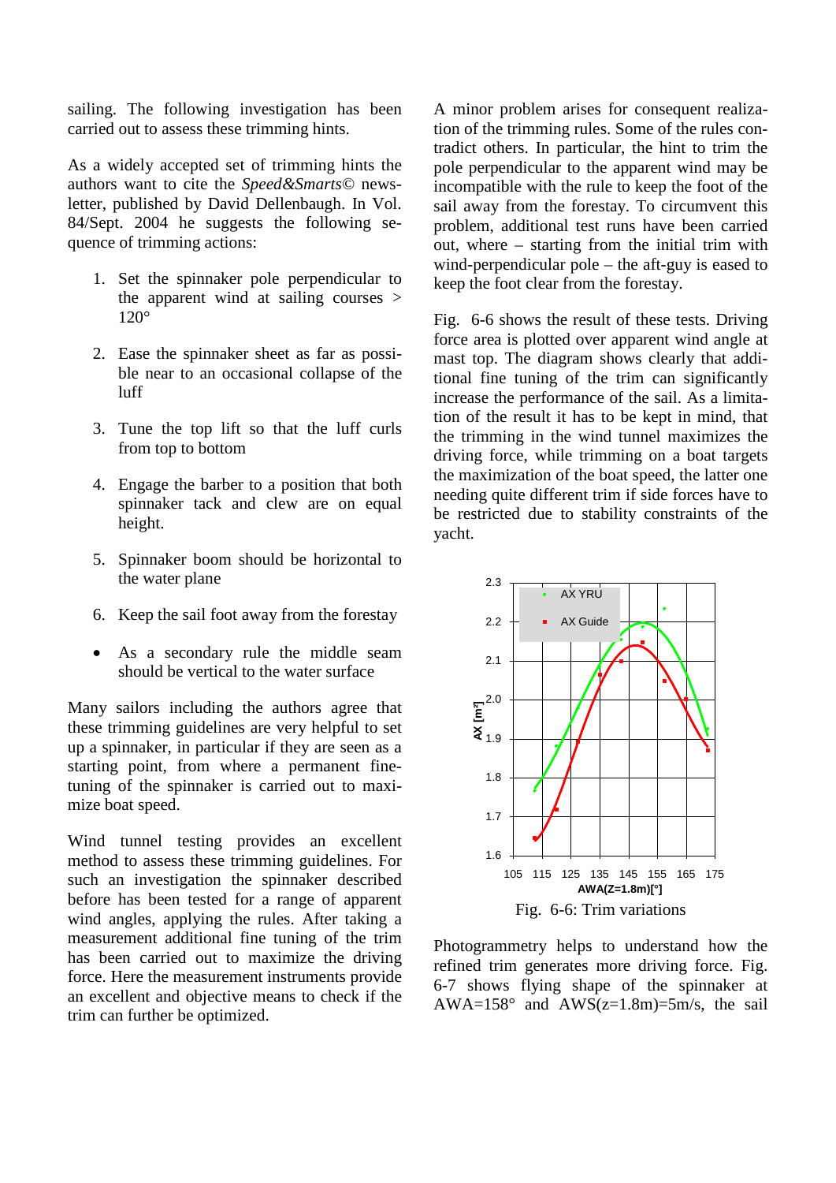sailing. The following investigation has been carried out to assess these trimming hints.

As a widely accepted set of trimming hints the authors want to cite the *Speed&Smarts©* newsletter, published by David Dellenbaugh. In Vol. 84/Sept. 2004 he suggests the following sequence of trimming actions:

1. Set the spinnaker pole perpendicular to the apparent wind at sailing courses > 120°
2. Ease the spinnaker sheet as far as possible near to an occasional collapse of the luff
3. Tune the top lift so that the luff curls from top to bottom
4. Engage the barber to a position that both spinnaker tack and clew are on equal height.
5. Spinnaker boom should be horizontal to the water plane
6. Keep the sail foot away from the forestay

- As a secondary rule the middle seam should be vertical to the water surface

Many sailors including the authors agree that these trimming guidelines are very helpful to set up a spinnaker, in particular if they are seen as a starting point, from where a permanent fine-tuning of the spinnaker is carried out to maximize boat speed.

Wind tunnel testing provides an excellent method to assess these trimming guidelines. For such an investigation the spinnaker described before has been tested for a range of apparent wind angles, applying the rules. After taking a measurement additional fine tuning of the trim has been carried out to maximize the driving force. Here the measurement instruments provide an excellent and objective means to check if the trim can further be optimized.

A minor problem arises for consequent realization of the trimming rules. Some of the rules contradict others. In particular, the hint to trim the pole perpendicular to the apparent wind may be incompatible with the rule to keep the foot of the sail away from the forestay. To circumvent this problem, additional test runs have been carried out, where – starting from the initial trim with wind-perpendicular pole – the aft-guy is eased to keep the foot clear from the forestay.

Fig. 6-6 shows the result of these tests. Driving force area is plotted over apparent wind angle at mast top. The diagram shows clearly that additional fine tuning of the trim can significantly increase the performance of the sail. As a limitation of the result it has to be kept in mind, that the trimming in the wind tunnel maximizes the driving force, while trimming on a boat targets the maximization of the boat speed, the latter one needing quite different trim if side forces have to be restricted due to stability constraints of the yacht.

Fig. 6-6: Trim variations

Photogrammetry helps to understand how the refined trim generates more driving force. Fig. 6-7 shows flying shape of the spinnaker at AWA=158° and AWS(z=1.8m)=5m/s, the sail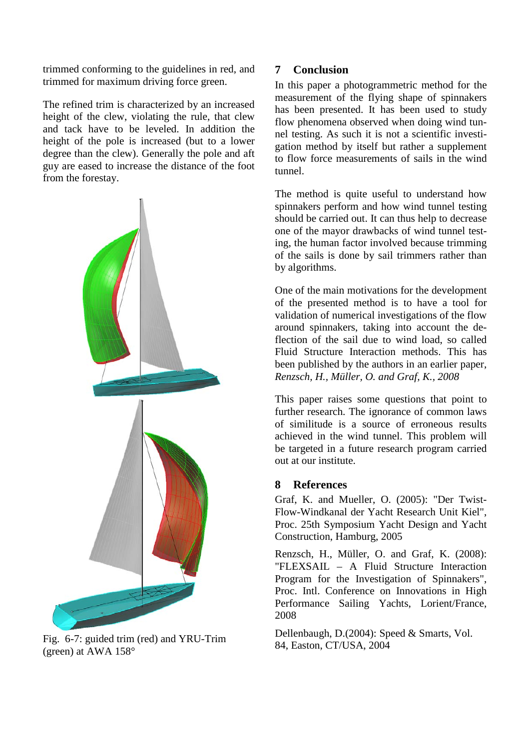trimmed conforming to the guidelines in red, and trimmed for maximum driving force green.

The refined trim is characterized by an increased height of the clew, violating the rule, that clew and tack have to be leveled. In addition the height of the pole is increased (but to a lower degree than the clew). Generally the pole and aft guy are eased to increase the distance of the foot from the forestay.

Fig. 6-7: guided trim (red) and YRU-Trim (green) at AWA 158°

## 7 Conclusion

In this paper a photogrammetric method for the measurement of the flying shape of spinnakers has been presented. It has been used to study flow phenomena observed when doing wind tunnel testing. As such it is not a scientific investigation method by itself but rather a supplement to flow force measurements of sails in the wind tunnel.

The method is quite useful to understand how spinnakers perform and how wind tunnel testing should be carried out. It can thus help to decrease one of the mayor drawbacks of wind tunnel testing, the human factor involved because trimming of the sails is done by sail trimmers rather than by algorithms.

One of the main motivations for the development of the presented method is to have a tool for validation of numerical investigations of the flow around spinnakers, taking into account the deflection of the sail due to wind load, so called Fluid Structure Interaction methods. This has been published by the authors in an earlier paper, *Renzsch, H., Müller, O. and Graf, K., 2008*

This paper raises some questions that point to further research. The ignorance of common laws of similitude is a source of erroneous results achieved in the wind tunnel. This problem will be targeted in a future research program carried out at our institute.

## 8 References

Graf, K. and Mueller, O. (2005): "Der Twist-Flow-Windkanal der Yacht Research Unit Kiel", Proc. 25th Symposium Yacht Design and Yacht Construction, Hamburg, 2005

Renzsch, H., Müller, O. and Graf, K. (2008): "FLEXSAIL – A Fluid Structure Interaction Program for the Investigation of Spinnakers", Proc. Intl. Conference on Innovations in High Performance Sailing Yachts, Lorient/France, 2008

Dellenbaugh, D.(2004): Speed & Smarts, Vol. 84, Easton, CT/USA, 2004